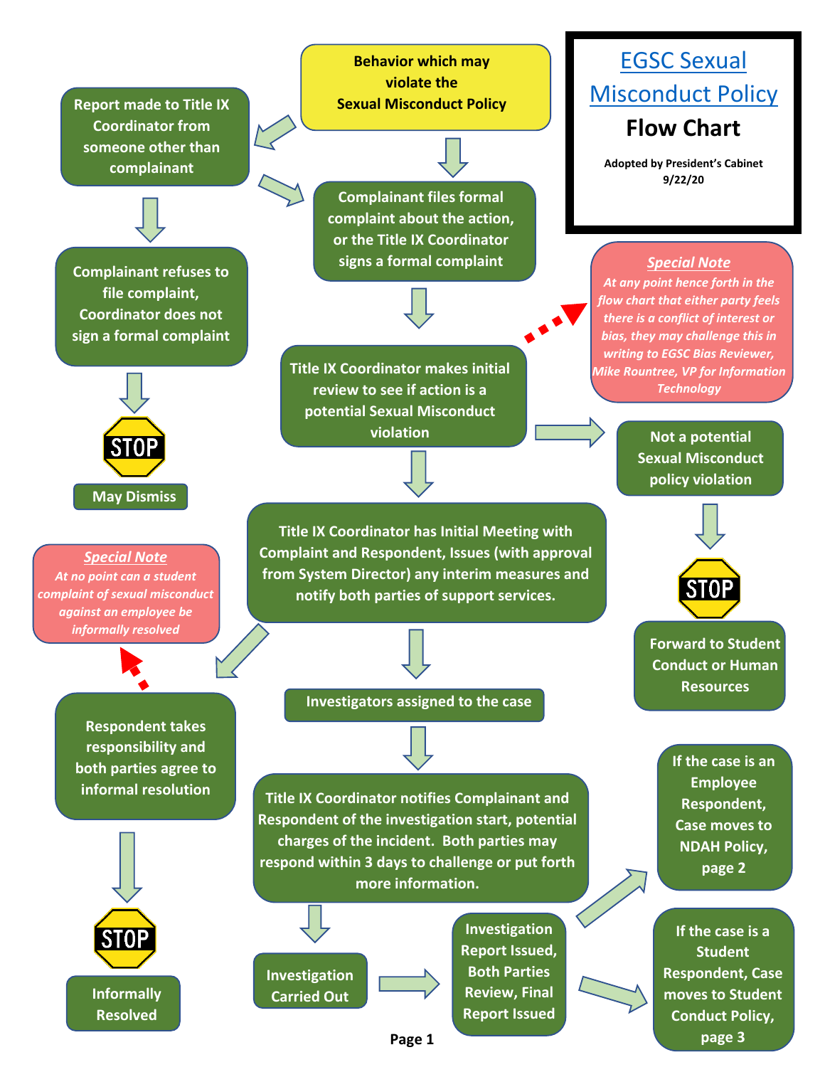# EGSC Sexual Misconduct Policy

## Flow Chart

**Adopted by President's Cabinet 9/22/20**

**Behavior which may violate the Sexual Misconduct Policy**

**Report made to Title IX Coordinator from someone other than complainant**

**Complainant refuses to file complaint, Coordinator does not sign a formal complaint**

STOP

**May Dismiss**

**Complainant files formal complaint about the action, or the Title IX Coordinator signs a formal complaint**

**Title IX Coordinator makes initial review to see if action is a potential Sexual Misconduct violation**

***Special Note***

*At any point hence forth in the flow chart that either party feels there is a conflict of interest or bias, they may challenge this in writing to EGSC Bias Reviewer, Mike Rountree, VP for Information Technology*

**Not a potential Sexual Misconduct policy violation**

STOP

**Forward to Student Conduct or Human Resources**

**Title IX Coordinator has Initial Meeting with Complaint and Respondent, Issues (with approval from System Director) any interim measures and notify both parties of support services.**

***Special Note***

*At no point can a student complaint of sexual misconduct against an employee be informally resolved*

**Respondent takes responsibility and both parties agree to informal resolution**

STOP

**Informally Resolved**

**Investigators assigned to the case**

**Title IX Coordinator notifies Complainant and Respondent of the investigation start, potential charges of the incident. Both parties may respond within 3 days to challenge or put forth more information.**

**Investigation Carried Out**

**Investigation Report Issued, Both Parties Review, Final Report Issued**

**If the case is an Employee Respondent, Case moves to NDAH Policy, page 2**

**If the case is a Student Respondent, Case moves to Student Conduct Policy, page 3**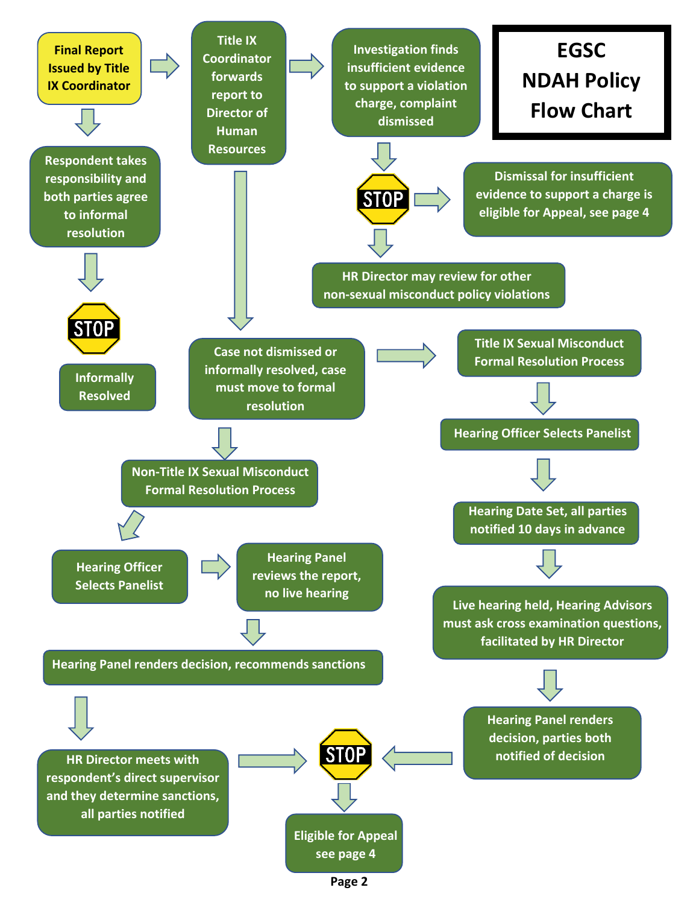# EGSC NDAH Policy Flow Chart

**Final Report Issued by Title IX Coordinator**

- → Respondent takes responsibility and both parties agree to informal resolution
  - → STOP
  - → Informally Resolved

- → Title IX Coordinator forwards report to Director of Human Resources
  - → Investigation finds insufficient evidence to support a violation charge, complaint dismissed
    - → STOP
      - → Dismissal for insufficient evidence to support a charge is eligible for Appeal, see page 4
      - → HR Director may review for other non-sexual misconduct policy violations
  - → Case not dismissed or informally resolved, case must move to formal resolution

**Case not dismissed or informally resolved, case must move to formal resolution**

- → Title IX Sexual Misconduct Formal Resolution Process
  - → Hearing Officer Selects Panelist
  - → Hearing Date Set, all parties notified 10 days in advance
  - → Live hearing held, Hearing Advisors must ask cross examination questions, facilitated by HR Director
  - → Hearing Panel renders decision, parties both notified of decision
  - → STOP
  - → Eligible for Appeal see page 4

- → Non-Title IX Sexual Misconduct Formal Resolution Process
  - → Hearing Officer Selects Panelist
  - → Hearing Panel reviews the report, no live hearing
  - → Hearing Panel renders decision, recommends sanctions
  - → HR Director meets with respondent's direct supervisor and they determine sanctions, all parties notified
  - → STOP
  - → Eligible for Appeal see page 4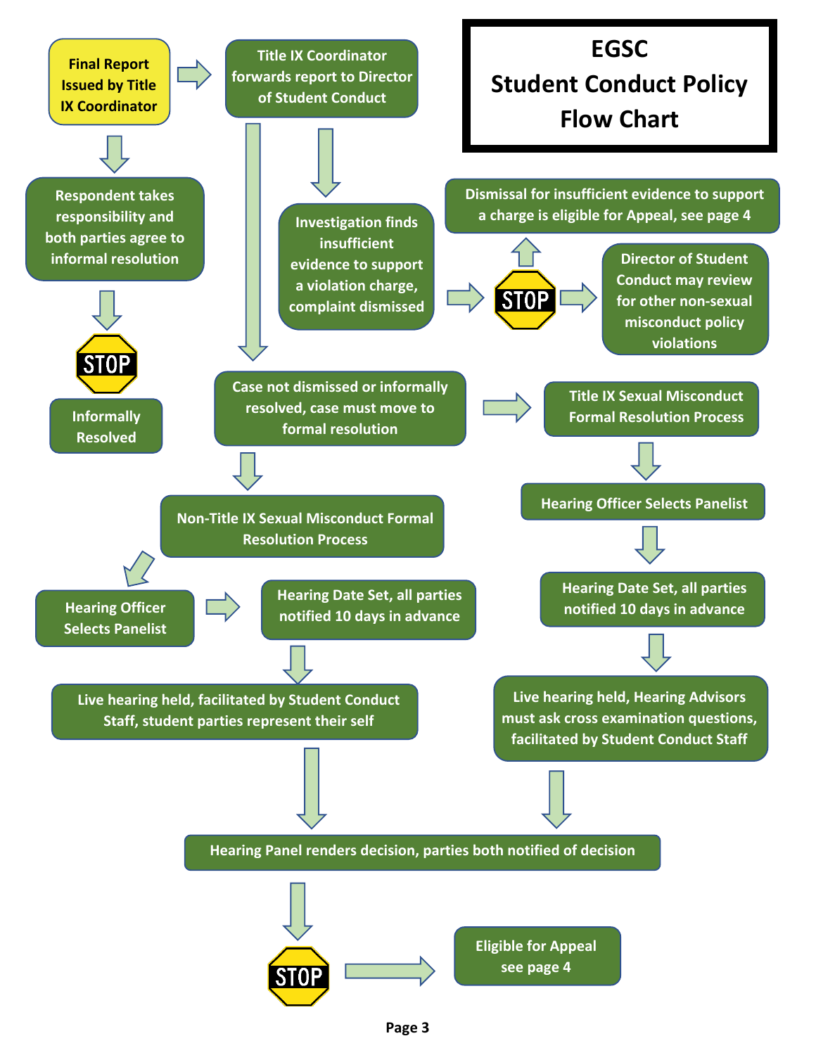# EGSC Student Conduct Policy Flow Chart

**Final Report Issued by Title IX Coordinator**

→ Title IX Coordinator forwards report to Director of Student Conduct

↓ Respondent takes responsibility and both parties agree to informal resolution

↓ STOP

Informally Resolved

---

**Title IX Coordinator forwards report to Director of Student Conduct**

↓ Investigation finds insufficient evidence to support a violation charge, complaint dismissed

→ STOP

- ↑ Dismissal for insufficient evidence to support a charge is eligible for Appeal, see page 4
- → Director of Student Conduct may review for other non-sexual misconduct policy violations

---

↓ Case not dismissed or informally resolved, case must move to formal resolution

**Title IX Sexual Misconduct Formal Resolution Process** (→ from "Case not dismissed or informally resolved")

↓ Hearing Officer Selects Panelist

↓ Hearing Date Set, all parties notified 10 days in advance

↓ Live hearing held, Hearing Advisors must ask cross examination questions, facilitated by Student Conduct Staff

↓ Hearing Panel renders decision, parties both notified of decision

---

**Non-Title IX Sexual Misconduct Formal Resolution Process** (↓ from "Case not dismissed or informally resolved")

↓ Hearing Officer Selects Panelist

→ Hearing Date Set, all parties notified 10 days in advance

↓ Live hearing held, facilitated by Student Conduct Staff, student parties represent their self

↓ Hearing Panel renders decision, parties both notified of decision

---

**Hearing Panel renders decision, parties both notified of decision**

↓ STOP

→ Eligible for Appeal see page 4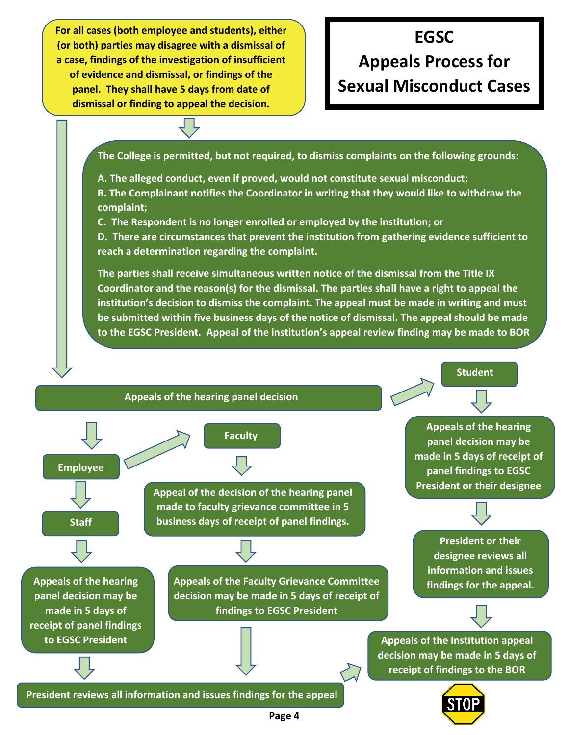# EGSC Appeals Process for Sexual Misconduct Cases

**For all cases (both employee and students), either (or both) parties may disagree with a dismissal of a case, findings of the investigation of insufficient of evidence and dismissal, or findings of the panel. They shall have 5 days from date of dismissal or finding to appeal the decision.**

**The College is permitted, but not required, to dismiss complaints on the following grounds:**

**A. The alleged conduct, even if proved, would not constitute sexual misconduct;**
**B. The Complainant notifies the Coordinator in writing that they would like to withdraw the complaint;**
**C. The Respondent is no longer enrolled or employed by the institution; or**
**D. There are circumstances that prevent the institution from gathering evidence sufficient to reach a determination regarding the complaint.**

**The parties shall receive simultaneous written notice of the dismissal from the Title IX Coordinator and the reason(s) for the dismissal. The parties shall have a right to appeal the institution's decision to dismiss the complaint. The appeal must be made in writing and must be submitted within five business days of the notice of dismissal. The appeal should be made to the EGSC President. Appeal of the institution's appeal review finding may be made to BOR**

**Appeals of the hearing panel decision**

**Employee**

- **Staff**
  - **Appeals of the hearing panel decision may be made in 5 days of receipt of panel findings to EGSC President**
  - **President reviews all information and issues findings for the appeal**
- **Faculty**
  - **Appeal of the decision of the hearing panel made to faculty grievance committee in 5 business days of receipt of panel findings.**
  - **Appeals of the Faculty Grievance Committee decision may be made in 5 days of receipt of findings to EGSC President**
  - **President reviews all information and issues findings for the appeal**

**Student**

- **Appeals of the hearing panel decision may be made in 5 days of receipt of panel findings to EGSC President or their designee**
- **President or their designee reviews all information and issues findings for the appeal.**

**Appeals of the Institution appeal decision may be made in 5 days of receipt of findings to the BOR**

STOP